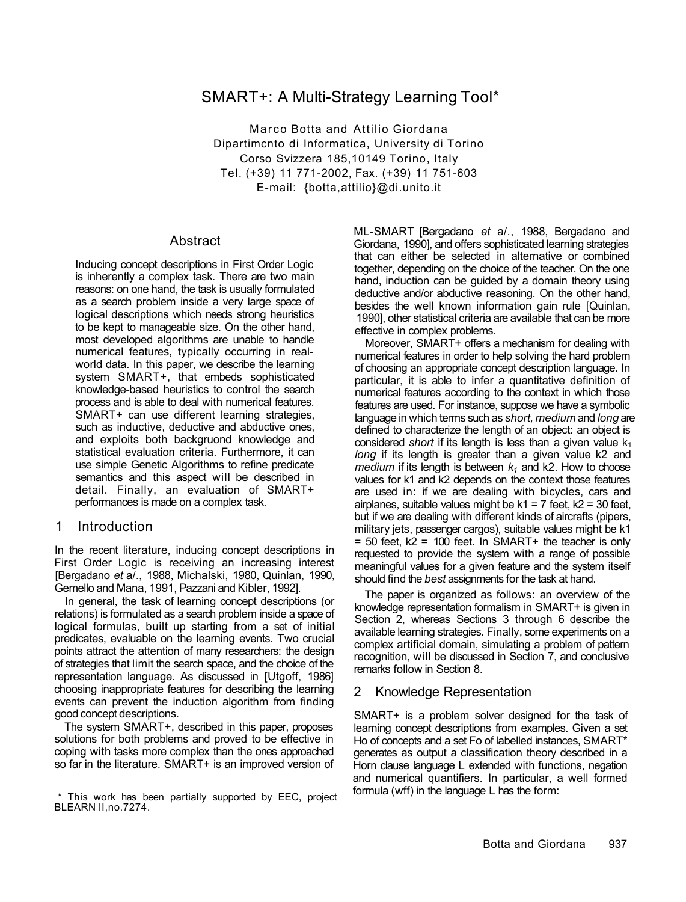# SMART+: A Multi-Strategy Learning Tool*

Marco Botta and Attilio Giordana
Dipartimcnto di Informatica, University di Torino
Corso Svizzera 185,10149 Torino, Italy
Tel. (+39) 11 771-2002, Fax. (+39) 11 751-603
E-mail: {botta,attilio}@di.unito.it

## Abstract

Inducing concept descriptions in First Order Logic is inherently a complex task. There are two main reasons: on one hand, the task is usually formulated as a search problem inside a very large space of logical descriptions which needs strong heuristics to be kept to manageable size. On the other hand, most developed algorithms are unable to handle numerical features, typically occurring in real-world data. In this paper, we describe the learning system SMART+, that embeds sophisticated knowledge-based heuristics to control the search process and is able to deal with numerical features. SMART+ can use different learning strategies, such as inductive, deductive and abductive ones, and exploits both backgruond knowledge and statistical evaluation criteria. Furthermore, it can use simple Genetic Algorithms to refine predicate semantics and this aspect will be described in detail. Finally, an evaluation of SMART+ performances is made on a complex task.

## 1 Introduction

In the recent literature, inducing concept descriptions in First Order Logic is receiving an increasing interest [Bergadano *et* a/., 1988, Michalski, 1980, Quinlan, 1990, Gemello and Mana, 1991, Pazzani and Kibler, 1992].

In general, the task of learning concept descriptions (or relations) is formulated as a search problem inside a space of logical formulas, built up starting from a set of initial predicates, evaluable on the learning events. Two crucial points attract the attention of many researchers: the design of strategies that limit the search space, and the choice of the representation language. As discussed in [Utgoff, 1986] choosing inappropriate features for describing the learning events can prevent the induction algorithm from finding good concept descriptions.

The system SMART+, described in this paper, proposes solutions for both problems and proved to be effective in coping with tasks more complex than the ones approached so far in the literature. SMART+ is an improved version of ML-SMART [Bergadano *et* a/., 1988, Bergadano and Giordana, 1990], and offers sophisticated learning strategies that can either be selected in alternative or combined together, depending on the choice of the teacher. On the one hand, induction can be guided by a domain theory using deductive and/or abductive reasoning. On the other hand, besides the well known information gain rule [Quinlan, 1990], other statistical criteria are available that can be more effective in complex problems.

Moreover, SMART+ offers a mechanism for dealing with numerical features in order to help solving the hard problem of choosing an appropriate concept description language. In particular, it is able to infer a quantitative definition of numerical features according to the context in which those features are used. For instance, suppose we have a symbolic language in which terms such as *short, medium* and *long* are defined to characterize the length of an object: an object is considered *short* if its length is less than a given value $k_1$ *long* if its length is greater than a given value k2 and *medium* if its length is between $k_1$ and k2. How to choose values for k1 and k2 depends on the context those features are used in: if we are dealing with bicycles, cars and airplanes, suitable values might be k1 = 7 feet, k2 = 30 feet, but if we are dealing with different kinds of aircrafts (pipers, military jets, passenger cargos), suitable values might be k1 = 50 feet, k2 = 100 feet. In SMART+ the teacher is only requested to provide the system with a range of possible meaningful values for a given feature and the system itself should find the *best* assignments for the task at hand.

The paper is organized as follows: an overview of the knowledge representation formalism in SMART+ is given in Section 2, whereas Sections 3 through 6 describe the available learning strategies. Finally, some experiments on a complex artificial domain, simulating a problem of pattern recognition, will be discussed in Section 7, and conclusive remarks follow in Section 8.

## 2 Knowledge Representation

SMART+ is a problem solver designed for the task of learning concept descriptions from examples. Given a set Ho of concepts and a set Fo of labelled instances, SMART* generates as output a classification theory described in a Horn clause language L extended with functions, negation and numerical quantifiers. In particular, a well formed formula (wff) in the language L has the form:

* This work has been partially supported by EEC, project BLEARN II,no.7274.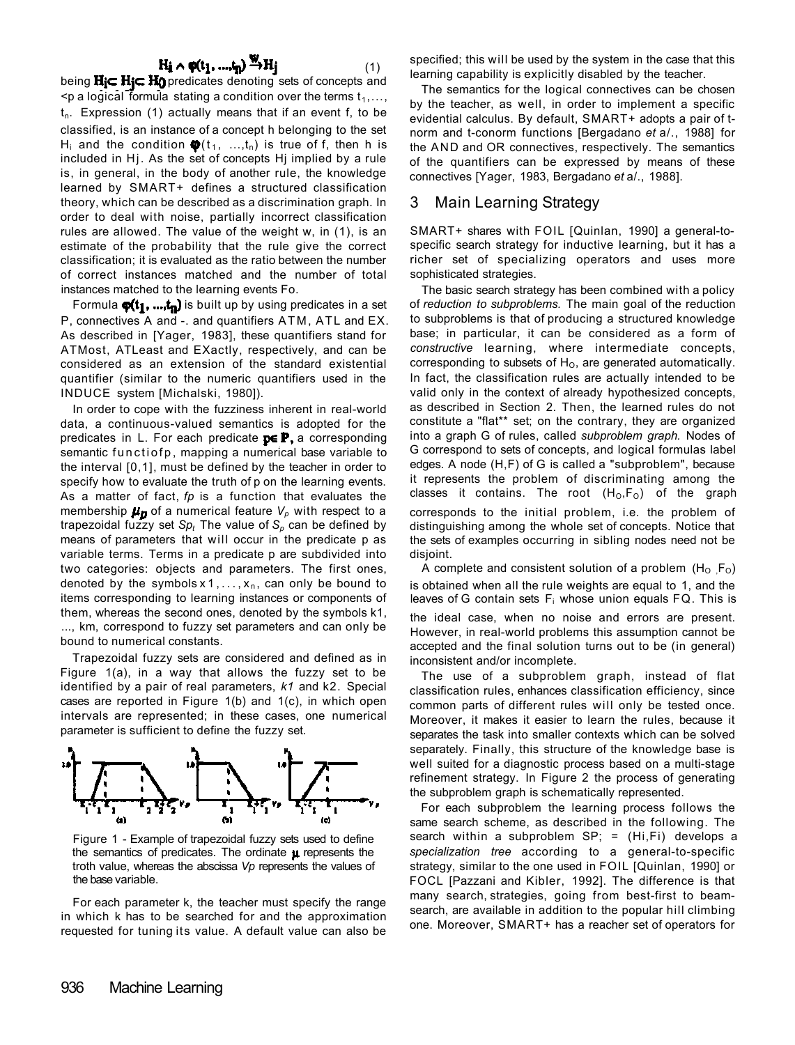$$H_i \wedge \varphi(t_1, ..., t_n) \xrightarrow{w} H_j \quad (1)$$

being $H_j \subset H_i \subset H_0$ predicates denoting sets of concepts and $\varphi$ a logical formula stating a condition over the terms $t_1, ..., t_n$. Expression (1) actually means that if an event f, to be classified, is an instance of a concept h belonging to the set $H_i$ and the condition $\varphi(t_1, ..., t_n)$ is true of f, then h is included in Hj. As the set of concepts Hj implied by a rule is, in general, in the body of another rule, the knowledge learned by SMART+ defines a structured classification theory, which can be described as a discrimination graph. In order to deal with noise, partially incorrect classification rules are allowed. The value of the weight w, in (1), is an estimate of the probability that the rule give the correct classification; it is evaluated as the ratio between the number of correct instances matched and the number of total instances matched to the learning events Fo.

Formula $\varphi(t_1, ..., t_n)$ is built up by using predicates in a set P, connectives A and -. and quantifiers ATM, ATL and EX. As described in [Yager, 1983], these quantifiers stand for ATMost, ATLeast and EXactly, respectively, and can be considered as an extension of the standard existential quantifier (similar to the numeric quantifiers used in the INDUCE system [Michalski, 1980]).

In order to cope with the fuzziness inherent in real-world data, a continuous-valued semantics is adopted for the predicates in L. For each predicate $p \in P$, a corresponding semantic functiofp, mapping a numerical base variable to the interval [0,1], must be defined by the teacher in order to specify how to evaluate the truth of p on the learning events. As a matter of fact, *fp* is a function that evaluates the membership $\mu_p$ of a numerical feature $V_p$ with respect to a trapezoidal fuzzy set $Sp_t$ The value of $S_p$ can be defined by means of parameters that will occur in the predicate p as variable terms. Terms in a predicate p are subdivided into two categories: objects and parameters. The first ones, denoted by the symbols $x_1, ..., x_n$, can only be bound to items corresponding to learning instances or components of them, whereas the second ones, denoted by the symbols k1, ..., km, correspond to fuzzy set parameters and can only be bound to numerical constants.

Trapezoidal fuzzy sets are considered and defined as in Figure 1(a), in a way that allows the fuzzy set to be identified by a pair of real parameters, *k1* and k2. Special cases are reported in Figure 1(b) and 1(c), in which open intervals are represented; in these cases, one numerical parameter is sufficient to define the fuzzy set.

Figure 1 - Example of trapezoidal fuzzy sets used to define the semantics of predicates. The ordinate $\mu$ represents the troth value, whereas the abscissa *Vp* represents the values of the base variable.

For each parameter k, the teacher must specify the range in which k has to be searched for and the approximation requested for tuning its value. A default value can also be specified; this will be used by the system in the case that this learning capability is explicitly disabled by the teacher.

The semantics for the logical connectives can be chosen by the teacher, as well, in order to implement a specific evidential calculus. By default, SMART+ adopts a pair of t-norm and t-conorm functions [Bergadano *et a*/., 1988] for the AND and OR connectives, respectively. The semantics of the quantifiers can be expressed by means of these connectives [Yager, 1983, Bergadano *et a*/., 1988].

## 3 Main Learning Strategy

SMART+ shares with FOIL [Quinlan, 1990] a general-to-specific search strategy for inductive learning, but it has a richer set of specializing operators and uses more sophisticated strategies.

The basic search strategy has been combined with a policy of *reduction to subproblems.* The main goal of the reduction to subproblems is that of producing a structured knowledge base; in particular, it can be considered as a form of *constructive* learning, where intermediate concepts, corresponding to subsets of $H_O$, are generated automatically. In fact, the classification rules are actually intended to be valid only in the context of already hypothesized concepts, as described in Section 2. Then, the learned rules do not constitute a "flat** set; on the contrary, they are organized into a graph G of rules, called *subproblem graph.* Nodes of G correspond to sets of concepts, and logical formulas label edges. A node (H,F) of G is called a "subproblem", because it represents the problem of discriminating among the classes it contains. The root $(H_O, F_O)$ of the graph corresponds to the initial problem, i.e. the problem of distinguishing among the whole set of concepts. Notice that the sets of examples occurring in sibling nodes need not be disjoint.

A complete and consistent solution of a problem $(H_O, F_O)$ is obtained when all the rule weights are equal to 1, and the leaves of G contain sets $F_i$ whose union equals FQ. This is the ideal case, when no noise and errors are present. However, in real-world problems this assumption cannot be accepted and the final solution turns out to be (in general) inconsistent and/or incomplete.

The use of a subproblem graph, instead of flat classification rules, enhances classification efficiency, since common parts of different rules will only be tested once. Moreover, it makes it easier to learn the rules, because it separates the task into smaller contexts which can be solved separately. Finally, this structure of the knowledge base is well suited for a diagnostic process based on a multi-stage refinement strategy. In Figure 2 the process of generating the subproblem graph is schematically represented.

For each subproblem the learning process follows the same search scheme, as described in the following. The search within a subproblem SP; = (Hi,Fi) develops a *specialization tree* according to a general-to-specific strategy, similar to the one used in FOIL [Quinlan, 1990] or FOCL [Pazzani and Kibler, 1992]. The difference is that many search, strategies, going from best-first to beam-search, are available in addition to the popular hill climbing one. Moreover, SMART+ has a reacher set of operators for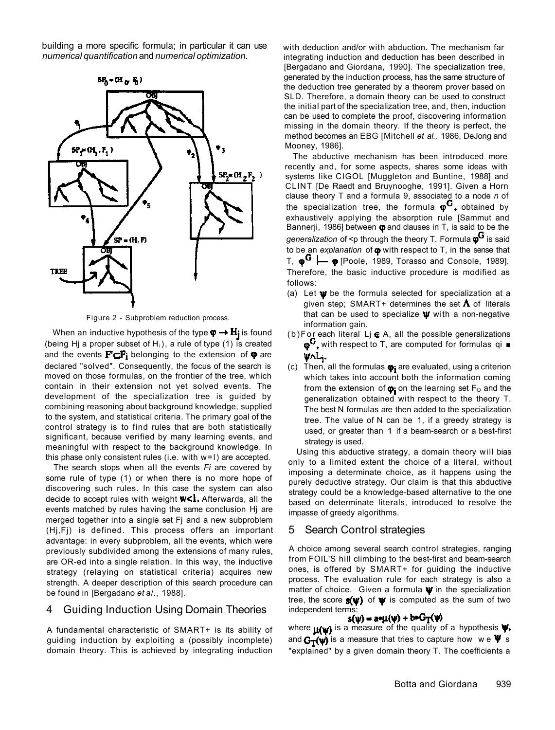building a more specific formula; in particular it can use *numerical quantification* and *numerical optimization.*

Figure 2 - Subproblem reduction process.

When an inductive hypothesis of the type $\varphi \rightarrow H_j$ is found (being Hj a proper subset of $H_i$), a rule of type (1) is created and the events $F' \subseteq F_i$ belonging to the extension of $\varphi$ are declared "solved". Consequently, the focus of the search is moved on those formulas, on the frontier of the tree, which contain in their extension not yet solved events. The development of the specialization tree is guided by combining reasoning about background knowledge, supplied to the system, and statistical criteria. The primary goal of the control strategy is to find rules that are both statistically significant, because verified by many learning events, and meaningful with respect to the background knowledge. In this phase only consistent rules (i.e. with w=l) are accepted.

The search stops when all the events *Fi* are covered by some rule of type (1) or when there is no more hope of discovering such rules. In this case the system can also decide to accept rules with weight $w<1$. Afterwards, all the events matched by rules having the same conclusion Hj are merged together into a single set Fj and a new subproblem (Hj,Fj) is defined. This process offers an important advantage: in every subproblem, all the events, which were previously subdivided among the extensions of many rules, are OR-ed into a single relation. In this way, the inductive strategy (relaying on statistical criteria) acquires new strength. A deeper description of this search procedure can be found in [Bergadano *et* a/., 1988].

## 4 Guiding Induction Using Domain Theories

A fundamental characteristic of SMART+ is its ability of guiding induction by exploiting a (possibly incomplete) domain theory. This is achieved by integrating induction with deduction and/or with abduction. The mechanism far integrating induction and deduction has been described in [Bergadano and Giordana, 1990]. The specialization tree, generated by the induction process, has the same structure of the deduction tree generated by a theorem prover based on SLD. Therefore, a domain theory can be used to construct the initial part of the specialization tree, and, then, induction can be used to complete the proof, discovering information missing in the domain theory. If the theory is perfect, the method becomes an EBG [Mitchell *et al.,* 1986, DeJong and Mooney, 1986].

The abductive mechanism has been introduced more recently and, for some aspects, shares some ideas with systems like CIGOL [Muggleton and Buntine, 1988] and CLINT [De Raedt and Bruynooghe, 1991]. Given a Horn clause theory T and a formula 9, associated to a node *n* of the specialization tree, the formula $\varphi^G$, obtained by exhaustively applying the absorption rule [Sammut and Bannerji, 1986] between $\varphi$ and clauses in T, is said to be the *generalization* of <p through the theory T. Formula $\varphi^G$ is said to be an *explanation* of $\varphi$ with respect to T, in the sense that T, $\varphi^G \vdash \varphi$ [Poole, 1989, Torasso and Console, 1989]. Therefore, the basic inductive procedure is modified as follows:

(a) Let $\psi$ be the formula selected for specialization at a given step; SMART+ determines the set $\Lambda$ of literals that can be used to specialize $\psi$ with a non-negative information gain.

(b) For each literal $L_j \in$ A, all the possible generalizations $\varphi^G$, with respect to T, are computed for formulas qi ■ $\psi \wedge L_j$.

(c) Then, all the formulas $\varphi_i$ are evaluated, using a criterion which takes into account both the information coming from the extension of $\varphi_i$ on the learning set $F_O$ and the generalization obtained with respect to the theory T. The best N formulas are then added to the specialization tree. The value of N can be 1, if a greedy strategy is used, or greater than 1 if a beam-search or a best-first strategy is used.

Using this abductive strategy, a domain theory will bias only to a limited extent the choice of a literal, without imposing a determinate choice, as it happens using the purely deductive strategy. Our claim is that this abductive strategy could be a knowledge-based alternative to the one based on determinate literals, introduced to resolve the impasse of greedy algorithms.

## 5 Search Control strategies

A choice among several search control strategies, ranging from FOIL'S hill climbing to the best-first and beam-search ones, is offered by SMART+ for guiding the inductive process. The evaluation rule for each strategy is also a matter of choice. Given a formula $\psi$ in the specialization tree, the score $s(\psi)$ of $\psi$ is computed as the sum of two independent terms:

$$s(\psi) = a \cdot \mu(\psi) + b \cdot G_T(\psi)$$

where $\mu(\psi)$ is a measure of the quality of a hypothesis $\psi$, and $G_T(\psi)$ is a measure that tries to capture how we $\psi$ s "explained" by a given domain theory T. The coefficients a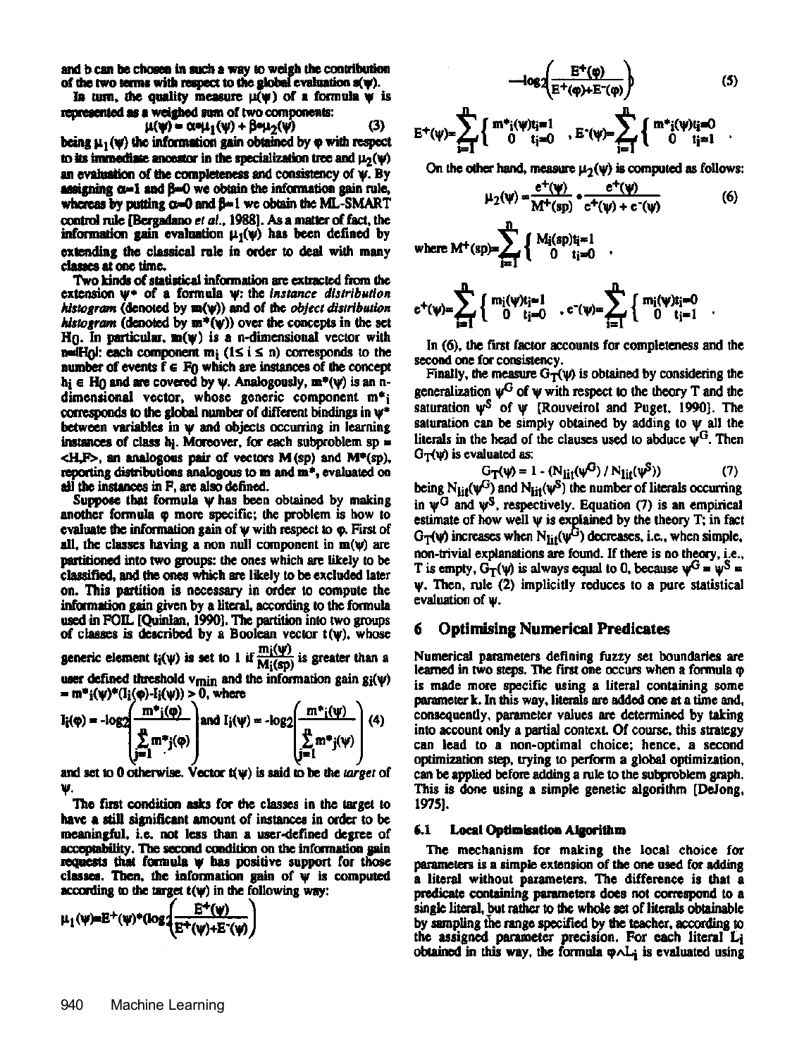and b can be chosen in such a way to weigh the contribution of the two terms with respect to the global evaluation $s(\psi)$.

In turn, the quality measure $\mu(\psi)$ of a formula $\psi$ is represented as a weighed sum of two components:

$$\mu(\psi) = \alpha * \mu_1(\psi) + \beta * \mu_2(\psi) \quad (3)$$

being $\mu_1(\psi)$ the information gain obtained by $\varphi$ with respect to its immediate ancestor in the specialization tree and $\mu_2(\psi)$ an evaluation of the completeness and consistency of $\psi$. By assigning $\alpha=1$ and $\beta=0$ we obtain the information gain rule, whereas by putting $\alpha=0$ and $\beta=1$ we obtain the ML-SMART control rule [Bergadano *et al.*, 1988]. As a matter of fact, the information gain evaluation $\mu_1(\psi)$ has been defined by extending the classical rule in order to deal with many classes at one time.

Two kinds of statistical information are extracted from the extension $\psi^*$ of a formula $\psi$: the *instance distribution histogram* (denoted by $m(\psi)$) and of the *object distribution histogram* (denoted by $m^*(\psi)$) over the concepts in the set $H_0$. In particular, $m(\psi)$ is a n-dimensional vector with $n=|H_0|$: each component $m_i$ ($1 \le i \le n$) corresponds to the number of events $f \in F_0$ which are instances of the concept $h_i \in H_0$ and are covered by $\psi$. Analogously, $m^*(\psi)$ is an n-dimensional vector, whose generic component $m^*_i$ corresponds to the global number of different bindings in $\psi^*$ between variables in $\psi$ and objects occurring in learning instances of class $h_i$. Moreover, for each subproblem sp = <H,F>, an analogous pair of vectors M(sp) and M*(sp), reporting distributions analogous to m and m*, evaluated on all the instances in F, are also defined.

Suppose that formula $\psi$ has been obtained by making another formula $\varphi$ more specific; the problem is how to evaluate the information gain of $\psi$ with respect to $\varphi$. First of all, the classes having a non null component in $m(\psi)$ are partitioned into two groups: the ones which are likely to be classified, and the ones which are likely to be excluded later on. This partition is necessary in order to compute the information gain given by a literal, according to the formula used in FOIL [Quinlan, 1990]. The partition into two groups of classes is described by a Boolean vector $t(\psi)$, whose generic element $t_i(\psi)$ is set to 1 if $\frac{m_i(\psi)}{M_i(sp)}$ is greater than a user defined threshold $v_{min}$ and the information gain $g_i(\psi) = m^*_i(\psi)*(I_i(\varphi)-I_i(\psi)) > 0$, where

$$I_i(\varphi) = -\log_2\left(\frac{m^*_i(\varphi)}{\sum_{j=1}^{n} m^*_j(\varphi)}\right) \text{ and } I_i(\psi) = -\log_2\left(\frac{m^*_i(\psi)}{\sum_{j=1}^{n} m^*_j(\psi)}\right) \quad (4)$$

and set to 0 otherwise. Vector $t(\psi)$ is said to be the *target* of $\psi$.

The first condition asks for the classes in the target to have a still significant amount of instances in order to be meaningful, i.e. not less than a user-defined degree of acceptability. The second condition on the information gain requests that formula $\psi$ has positive support for those classes. Then, the information gain of $\psi$ is computed according to the target $t(\psi)$ in the following way:

$$\mu_1(\psi) = E^+(\psi)*\left(\log_2\left(\frac{E^+(\psi)}{E^+(\psi)+E^-(\psi)}\right) - \log_2\left(\frac{E^+(\varphi)}{E^+(\varphi)+E^-(\varphi)}\right)\right) \quad (5)$$

$$E^+(\psi) = \sum_{i=1}^{n} \begin{cases} m^*_i(\psi) & t_i=1 \\ 0 & t_i=0 \end{cases}, \quad E^-(\psi) = \sum_{i=1}^{n} \begin{cases} m^*_i(\psi) & t_i=0 \\ 0 & t_i=1 \end{cases}.$$

On the other hand, measure $\mu_2(\psi)$ is computed as follows:

$$\mu_2(\psi) = \frac{e^+(\psi)}{M^+(sp)} * \frac{e^+(\psi)}{e^+(\psi) + e^-(\psi)} \quad (6)$$

where $M^+(sp) = \sum_{i=1}^{n} \begin{cases} M_i(sp) & t_i=1 \\ 0 & t_i=0 \end{cases}$.

$$e^+(\psi) = \sum_{i=1}^{n} \begin{cases} m_i(\psi) & t_i=1 \\ 0 & t_i=0 \end{cases}, \quad e^-(\psi) = \sum_{i=1}^{n} \begin{cases} m_i(\psi) & t_i=0 \\ 0 & t_i=1 \end{cases}.$$

In (6), the first factor accounts for completeness and the second one for consistency.

Finally, the measure $G_T(\psi)$ is obtained by considering the generalization $\psi^G$ of $\psi$ with respect to the theory T and the saturation $\psi^S$ of $\psi$ [Rouveirol and Puget, 1990]. The saturation can be simply obtained by adding to $\psi$ all the literals in the head of the clauses used to abduce $\psi^G$. Then $G_T(\psi)$ is evaluated as:

$$G_T(\psi) = 1 - (N_{lit}(\psi^G) / N_{lit}(\psi^S)) \quad (7)$$

being $N_{lit}(\psi^G)$ and $N_{lit}(\psi^S)$ the number of literals occurring in $\psi^G$ and $\psi^S$, respectively. Equation (7) is an empirical estimate of how well $\psi$ is explained by the theory T; in fact $G_T(\psi)$ increases when $N_{lit}(\psi^G)$ decreases, i.e., when simple, non-trivial explanations are found. If there is no theory, i.e., T is empty, $G_T(\psi)$ is always equal to 0, because $\psi^G = \psi^S = \psi$. Then, rule (2) implicitly reduces to a pure statistical evaluation of $\psi$.

## 6 Optimising Numerical Predicates

Numerical parameters defining fuzzy set boundaries are learned in two steps. The first one occurs when a formula $\varphi$ is made more specific using a literal containing some parameter k. In this way, literals are added one at a time and, consequently, parameter values are determined by taking into account only a partial context. Of course, this strategy can lead to a non-optimal choice; hence, a second optimization step, trying to perform a global optimization, can be applied before adding a rule to the subproblem graph. This is done using a simple genetic algorithm [DeJong, 1975].

### 6.1 Local Optimisation Algorithm

The mechanism for making the local choice for parameters is a simple extension of the one used for adding a literal without parameters. The difference is that a predicate containing parameters does not correspond to a single literal, but rather to the whole set of literals obtainable by sampling the range specified by the teacher, according to the assigned parameter precision. For each literal $L_i$ obtained in this way, the formula $\varphi \wedge L_i$ is evaluated using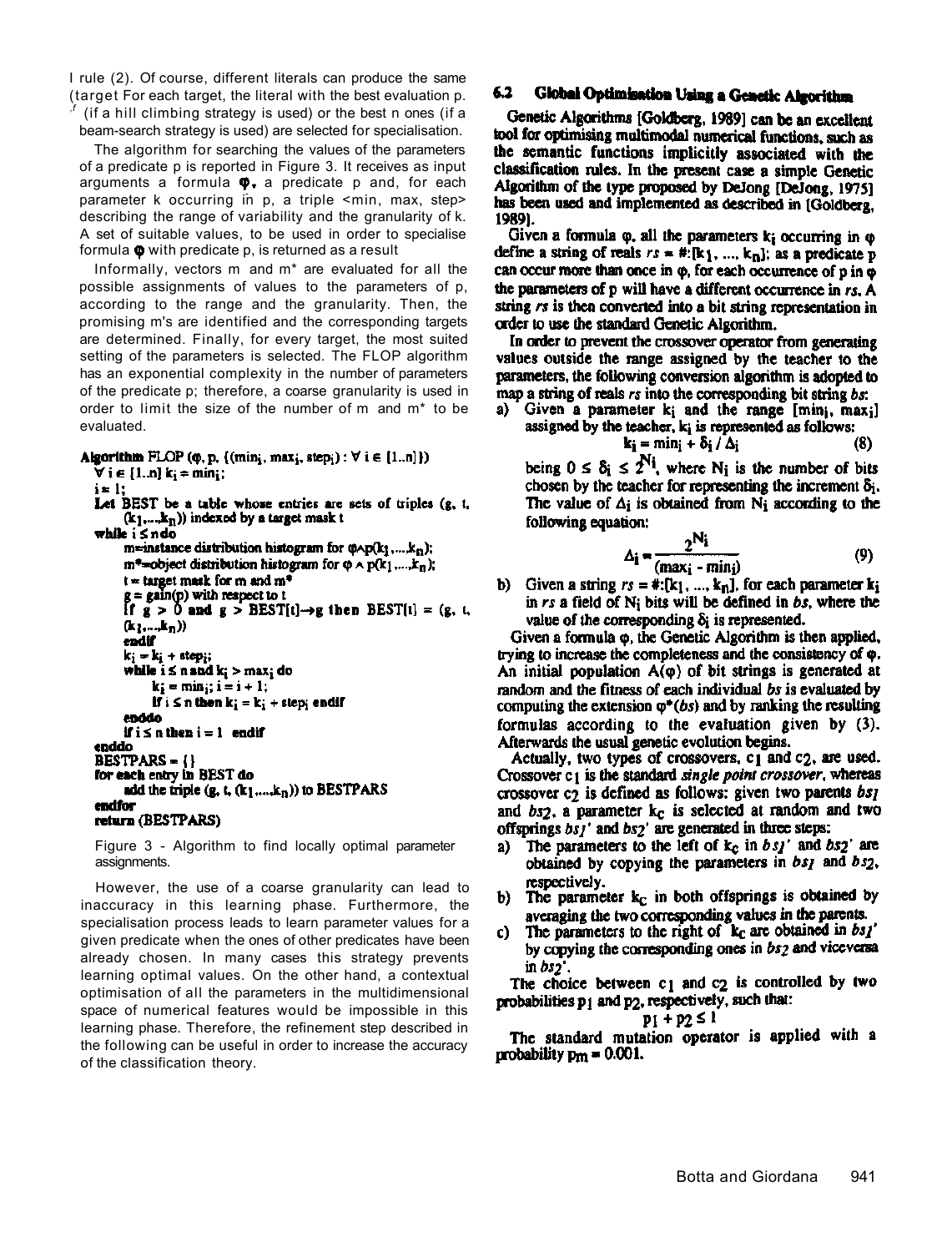I rule (2). Of course, different literals can produce the same (target For each target, the literal with the best evaluation p. (if a hill climbing strategy is used) or the best n ones (if a beam-search strategy is used) are selected for specialisation.

The algorithm for searching the values of the parameters of a predicate p is reported in Figure 3. It receives as input arguments a formula $\varphi$, a predicate p and, for each parameter k occurring in p, a triple <min, max, step> describing the range of variability and the granularity of k. A set of suitable values, to be used in order to specialise formula $\varphi$ with predicate p, is returned as a result

Informally, vectors m and m* are evaluated for all the possible assignments of values to the parameters of p, according to the range and the granularity. Then, the promising m's are identified and the corresponding targets are determined. Finally, for every target, the most suited setting of the parameters is selected. The FLOP algorithm has an exponential complexity in the number of parameters of the predicate p; therefore, a coarse granularity is used in order to limit the size of the number of m and m* to be evaluated.

```
Algorithm FLOP (φ, p, {(min_i, max_i, step_i) : ∀ i ∈ [1..n]})
  ∀ i ∈ [1..n] k_i = min_i;
  i = 1;
  Let BEST be a table whose entries are sets of triples (g, t,
      (k_1,...,k_n)) indexed by a target mask t
  while i ≤ n do
      m=instance distribution histogram for φ∧p(k_1,...,k_n);
      m*=object distribution histogram for φ ∧ p(k_1,...,k_n);
      t = target mask for m and m*
      g = gain(p) with respect to t
      If g > 0 and g > BEST[t]→g then BEST[t] = (g, t,
      (k_1,...,k_n))
      endif
      k_i = k_i + step_i;
      while i ≤ n and k_i > max_i do
            k_i = min_i; i = i + 1;
            If i ≤ n then k_i = k_i + step_i endif
      enddo
      If i ≤ n then i = 1  endif
  enddo
  BESTPARS = {}
  for each entry in BEST do
      add the triple (g, t, (k_1,...,k_n)) to BESTPARS
  endfor
  return (BESTPARS)
```

Figure 3 - Algorithm to find locally optimal parameter assignments.

However, the use of a coarse granularity can lead to inaccuracy in this learning phase. Furthermore, the specialisation process leads to learn parameter values for a given predicate when the ones of other predicates have been already chosen. In many cases this strategy prevents learning optimal values. On the other hand, a contextual optimisation of all the parameters in the multidimensional space of numerical features would be impossible in this learning phase. Therefore, the refinement step described in the following can be useful in order to increase the accuracy of the classification theory.

### 6.2 Global Optimisation Using a Genetic Algorithm

Genetic Algorithms [Goldberg, 1989] can be an excellent tool for optimising multimodal numerical functions, such as the semantic functions implicitly associated with the classification rules. In the present case a simple Genetic Algorithm of the type proposed by DeJong [DeJong, 1975] has been used and implemented as described in [Goldberg, 1989].

Given a formula $\varphi$, all the parameters $k_i$ occurring in $\varphi$ define a string of reals $rs = \#:[k_1, ..., k_n]$; as a predicate p can occur more than once in $\varphi$, for each occurrence of p in $\varphi$ the parameters of p will have a different occurrence in *rs*. A string *rs* is then converted into a bit string representation in order to use the standard Genetic Algorithm.

In order to prevent the crossover operator from generating values outside the range assigned by the teacher to the parameters, the following conversion algorithm is adopted to map a string of reals *rs* into the corresponding bit string *bs*:

a) Given a parameter $k_i$ and the range $[min_i, max_i]$ assigned by the teacher, $k_i$ is represented as follows:

$$k_i = min_i + \delta_i / \Delta_i \tag{8}$$

being $0 \leq \delta_i \leq 2^{N_i}$, where $N_i$ is the number of bits chosen by the teacher for representing the increment $\delta_i$. The value of $\Delta_i$ is obtained from $N_i$ according to the following equation:

$$\Delta_i = \frac{2^{N_i}}{(max_i - min_i)} \tag{9}$$

b) Given a string $rs = \#:[k_1, ..., k_n]$, for each parameter $k_i$ in *rs* a field of $N_i$ bits will be defined in *bs*, where the value of the corresponding $\delta_i$ is represented.

Given a formula $\varphi$, the Genetic Algorithm is then applied, trying to increase the completeness and the consistency of $\varphi$. An initial population $A(\varphi)$ of bit strings is generated at random and the fitness of each individual *bs* is evaluated by computing the extension $\varphi^*(bs)$ and by ranking the resulting formulas according to the evaluation given by (3). Afterwards the usual genetic evolution begins.

Actually, two types of crossovers, $c_1$ and $c_2$, are used. Crossover $c_1$ is the standard *single point crossover*, whereas crossover $c_2$ is defined as follows: given two parents $bs_1$ and $bs_2$, a parameter $k_c$ is selected at random and two offsprings $bs_1'$ and $bs_2'$ are generated in three steps:

a) The parameters to the left of $k_c$ in $bs_1'$ and $bs_2'$ are obtained by copying the parameters in $bs_1$ and $bs_2$, respectively.
b) The parameter $k_c$ in both offsprings is obtained by averaging the two corresponding values in the parents.
c) The parameters to the right of $k_c$ are obtained in $bs_1'$ by copying the corresponding ones in $bs_2$ and viceversa in $bs_2'$.

The choice between $c_1$ and $c_2$ is controlled by two probabilities $p_1$ and $p_2$, respectively, such that:

$$p_1 + p_2 \leq 1$$

The standard mutation operator is applied with a probability $p_m = 0.001$.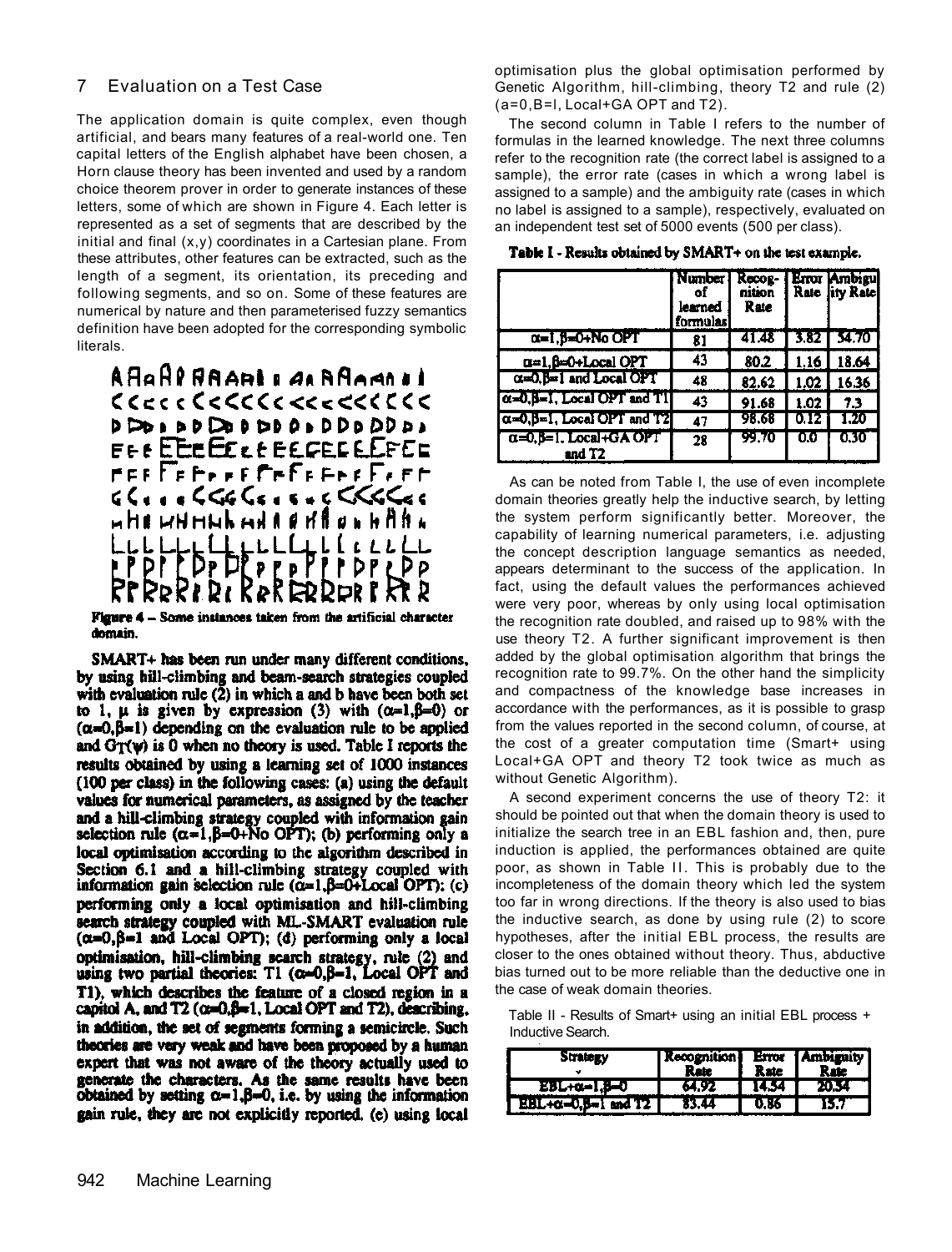## 7 Evaluation on a Test Case

The application domain is quite complex, even though artificial, and bears many features of a real-world one. Ten capital letters of the English alphabet have been chosen, a Horn clause theory has been invented and used by a random choice theorem prover in order to generate instances of these letters, some of which are shown in Figure 4. Each letter is represented as a set of segments that are described by the initial and final (x,y) coordinates in a Cartesian plane. From these attributes, other features can be extracted, such as the length of a segment, its orientation, its preceding and following segments, and so on. Some of these features are numerical by nature and then parameterised fuzzy semantics definition have been adopted for the corresponding symbolic literals.

**Figure 4 – Some instances taken from the artificial character domain.**

SMART+ has been run under many different conditions, by using hill-climbing and beam-search strategies coupled with evaluation rule (2) in which a and b have been both set to 1, $\mu$ is given by expression (3) with ($\alpha$=1,$\beta$=0) or ($\alpha$=0,$\beta$=1) depending on the evaluation rule to be applied and $G_T(\psi)$ is 0 when no theory is used. Table I reports the results obtained by using a learning set of 1000 instances (100 per class) in the following cases: (a) using the default values for numerical parameters, as assigned by the teacher and a hill-climbing strategy coupled with information gain selection rule ($\alpha$=1,$\beta$=0+No OPT); (b) performing only a local optimisation according to the algorithm described in Section 6.1 and a hill-climbing strategy coupled with information gain selection rule ($\alpha$=1,$\beta$=0+Local OPT); (c) performing only a local optimisation and hill-climbing search strategy coupled with ML-SMART evaluation rule ($\alpha$=0,$\beta$=1 and Local OPT); (d) performing only a local optimisation, hill-climbing search strategy, rule (2) and using two partial theories: T1 ($\alpha$=0,$\beta$=1, Local OPT and T1), which describes the feature of a closed region in a capitol A, and T2 ($\alpha$=0,$\beta$=1, Local OPT and T2), describing, in addition, the set of segments forming a semicircle. Such theories are very weak and have been proposed by a human expert that was not aware of the theory actually used to generate the characters. As the same results have been obtained by setting $\alpha$=1,$\beta$=0, i.e. by using the information gain rule, they are not explicitly reported. (e) using local optimisation plus the global optimisation performed by Genetic Algorithm, hill-climbing, theory T2 and rule (2) (a=0,B=l, Local+GA OPT and T2).

The second column in Table I refers to the number of formulas in the learned knowledge. The next three columns refer to the recognition rate (the correct label is assigned to a sample), the error rate (cases in which a wrong label is assigned to a sample) and the ambiguity rate (cases in which no label is assigned to a sample), respectively, evaluated on an independent test set of 5000 events (500 per class).

**Table I - Results obtained by SMART+ on the test example.**

| | Number of learned formulas | Recognition Rate | Error Rate | Ambiguity Rate |
|---|---|---|---|---|
| $\alpha$=1,$\beta$=0+No OPT | 81 | 41.48 | 3.82 | 54.70 |
| $\alpha$=1,$\beta$=0+Local OPT | 43 | 80.2 | 1.16 | 18.64 |
| $\alpha$=0,$\beta$=1 and Local OPT | 48 | 82.62 | 1.02 | 16.36 |
| $\alpha$=0,$\beta$=1, Local OPT and T1 | 43 | 91.68 | 1.02 | 7.3 |
| $\alpha$=0,$\beta$=1, Local OPT and T2 | 47 | 98.68 | 0.12 | 1.20 |
| $\alpha$=0,$\beta$=1, Local+GA OPT and T2 | 28 | 99.70 | 0.0 | 0.30 |

As can be noted from Table I, the use of even incomplete domain theories greatly help the inductive search, by letting the system perform significantly better. Moreover, the capability of learning numerical parameters, i.e. adjusting the concept description language semantics as needed, appears determinant to the success of the application. In fact, using the default values the performances achieved were very poor, whereas by only using local optimisation the recognition rate doubled, and raised up to 98% with the use theory T2. A further significant improvement is then added by the global optimisation algorithm that brings the recognition rate to 99.7%. On the other hand the simplicity and compactness of the knowledge base increases in accordance with the performances, as it is possible to grasp from the values reported in the second column, of course, at the cost of a greater computation time (Smart+ using Local+GA OPT and theory T2 took twice as much as without Genetic Algorithm).

A second experiment concerns the use of theory T2: it should be pointed out that when the domain theory is used to initialize the search tree in an EBL fashion and, then, pure induction is applied, the performances obtained are quite poor, as shown in Table II. This is probably due to the incompleteness of the domain theory which led the system too far in wrong directions. If the theory is also used to bias the inductive search, as done by using rule (2) to score hypotheses, after the initial EBL process, the results are closer to the ones obtained without theory. Thus, abductive bias turned out to be more reliable than the deductive one in the case of weak domain theories.

Table II - Results of Smart+ using an initial EBL process + Inductive Search.

| Strategy | Recognition Rate | Error Rate | Ambiguity Rate |
|---|---|---|---|
| EBL+$\alpha$=1,$\beta$=0 | 64.92 | 14.54 | 20.54 |
| EBL+$\alpha$=0,$\beta$=1 and T2 | 83.44 | 0.86 | 15.7 |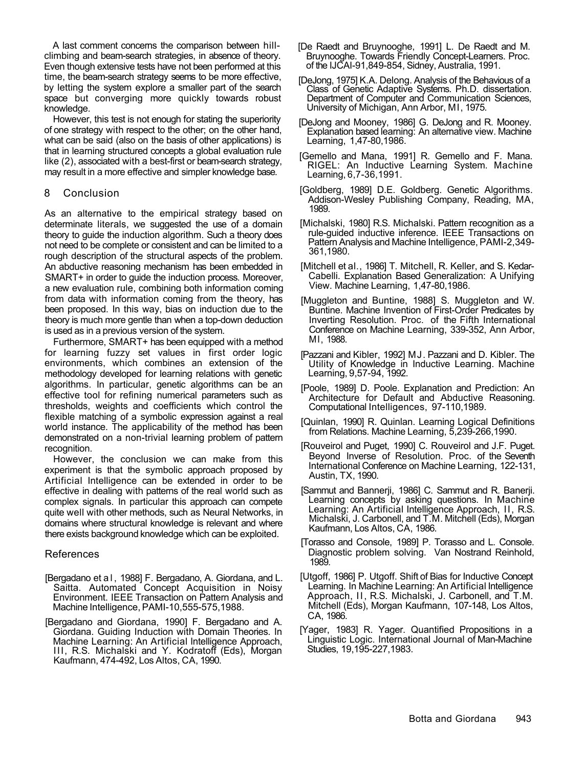A last comment concerns the comparison between hill-climbing and beam-search strategies, in absence of theory. Even though extensive tests have not been performed at this time, the beam-search strategy seems to be more effective, by letting the system explore a smaller part of the search space but converging more quickly towards robust knowledge.

However, this test is not enough for stating the superiority of one strategy with respect to the other; on the other hand, what can be said (also on the basis of other applications) is that in learning structured concepts a global evaluation rule like (2), associated with a best-first or beam-search strategy, may result in a more effective and simpler knowledge base.

## 8 Conclusion

As an alternative to the empirical strategy based on determinate literals, we suggested the use of a domain theory to guide the induction algorithm. Such a theory does not need to be complete or consistent and can be limited to a rough description of the structural aspects of the problem. An abductive reasoning mechanism has been embedded in SMART+ in order to guide the induction process. Moreover, a new evaluation rule, combining both information coming from data with information coming from the theory, has been proposed. In this way, bias on induction due to the theory is much more gentle than when a top-down deduction is used as in a previous version of the system.

Furthermore, SMART+ has been equipped with a method for learning fuzzy set values in first order logic environments, which combines an extension of the methodology developed for learning relations with genetic algorithms. In particular, genetic algorithms can be an effective tool for refining numerical parameters such as thresholds, weights and coefficients which control the flexible matching of a symbolic expression against a real world instance. The applicability of the method has been demonstrated on a non-trivial learning problem of pattern recognition.

However, the conclusion we can make from this experiment is that the symbolic approach proposed by Artificial Intelligence can be extended in order to be effective in dealing with patterns of the real world such as complex signals. In particular this approach can compete quite well with other methods, such as Neural Networks, in domains where structural knowledge is relevant and where there exists background knowledge which can be exploited.

## References

[Bergadano et al, 1988] F. Bergadano, A. Giordana, and L. Saitta. Automated Concept Acquisition in Noisy Environment. IEEE Transaction on Pattern Analysis and Machine Intelligence, PAMI-10,555-575,1988.

[Bergadano and Giordana, 1990] F. Bergadano and A. Giordana. Guiding Induction with Domain Theories. In Machine Learning: An Artificial Intelligence Approach, III, R.S. Michalski and Y. Kodratoff (Eds), Morgan Kaufmann, 474-492, Los Altos, CA, 1990.

[De Raedt and Bruynooghe, 1991] L. De Raedt and M. Bruynooghe. Towards Friendly Concept-Learners. Proc. of the IJCAI-91,849-854, Sidney, Australia, 1991.

[DeJong, 1975] K.A. DeJong. Analysis of the Behavious of a Class of Genetic Adaptive Systems. Ph.D. dissertation. Department of Computer and Communication Sciences, University of Michigan, Ann Arbor, MI, 1975.

[DeJong and Mooney, 1986] G. DeJong and R. Mooney. Explanation based learning: An alternative view. Machine Learning, 1,47-80,1986.

[Gemello and Mana, 1991] R. Gemello and F. Mana. RIGEL: An Inductive Learning System. Machine Learning, 6,7-36,1991.

[Goldberg, 1989] D.E. Goldberg. Genetic Algorithms. Addison-Wesley Publishing Company, Reading, MA, 1989.

[Michalski, 1980] R.S. Michalski. Pattern recognition as a rule-guided inductive inference. IEEE Transactions on Pattern Analysis and Machine Intelligence, PAMI-2,349-361,1980.

[Mitchell et al., 1986] T. Mitchell, R. Keller, and S. Kedar-Cabelli. Explanation Based Generalization: A Unifying View. Machine Learning, 1,47-80,1986.

[Muggleton and Buntine, 1988] S. Muggleton and W. Buntine. Machine Invention of First-Order Predicates by Inverting Resolution. Proc. of the Fifth International Conference on Machine Learning, 339-352, Ann Arbor, MI, 1988.

[Pazzani and Kibler, 1992] MJ. Pazzani and D. Kibler. The Utility of Knowledge in Inductive Learning. Machine Learning, 9,57-94, 1992.

[Poole, 1989] D. Poole. Explanation and Prediction: An Architecture for Default and Abductive Reasoning. Computational Intelligences, 97-110,1989.

[Quinlan, 1990] R. Quinlan. Learning Logical Definitions from Relations. Machine Learning, 5,239-266,1990.

[Rouveirol and Puget, 1990] C. Rouveirol and J.F. Puget. Beyond Inverse of Resolution. Proc. of the Seventh International Conference on Machine Learning, 122-131, Austin, TX, 1990.

[Sammut and Bannerji, 1986] C. Sammut and R. Banerji. Learning concepts by asking questions. In Machine Learning: An Artificial Intelligence Approach, II, R.S. Michalski, J. Carbonell, and T.M. Mitchell (Eds), Morgan Kaufmann, Los Altos, CA, 1986.

[Torasso and Console, 1989] P. Torasso and L. Console. Diagnostic problem solving. Van Nostrand Reinhold, 1989.

[Utgoff, 1986] P. Utgoff. Shift of Bias for Inductive Concept Learning. In Machine Learning: An Artificial Intelligence Approach, II, R.S. Michalski, J. Carbonell, and T.M. Mitchell (Eds), Morgan Kaufmann, 107-148, Los Altos, CA, 1986.

[Yager, 1983] R. Yager. Quantified Propositions in a Linguistic Logic. International Journal of Man-Machine Studies, 19,195-227,1983.